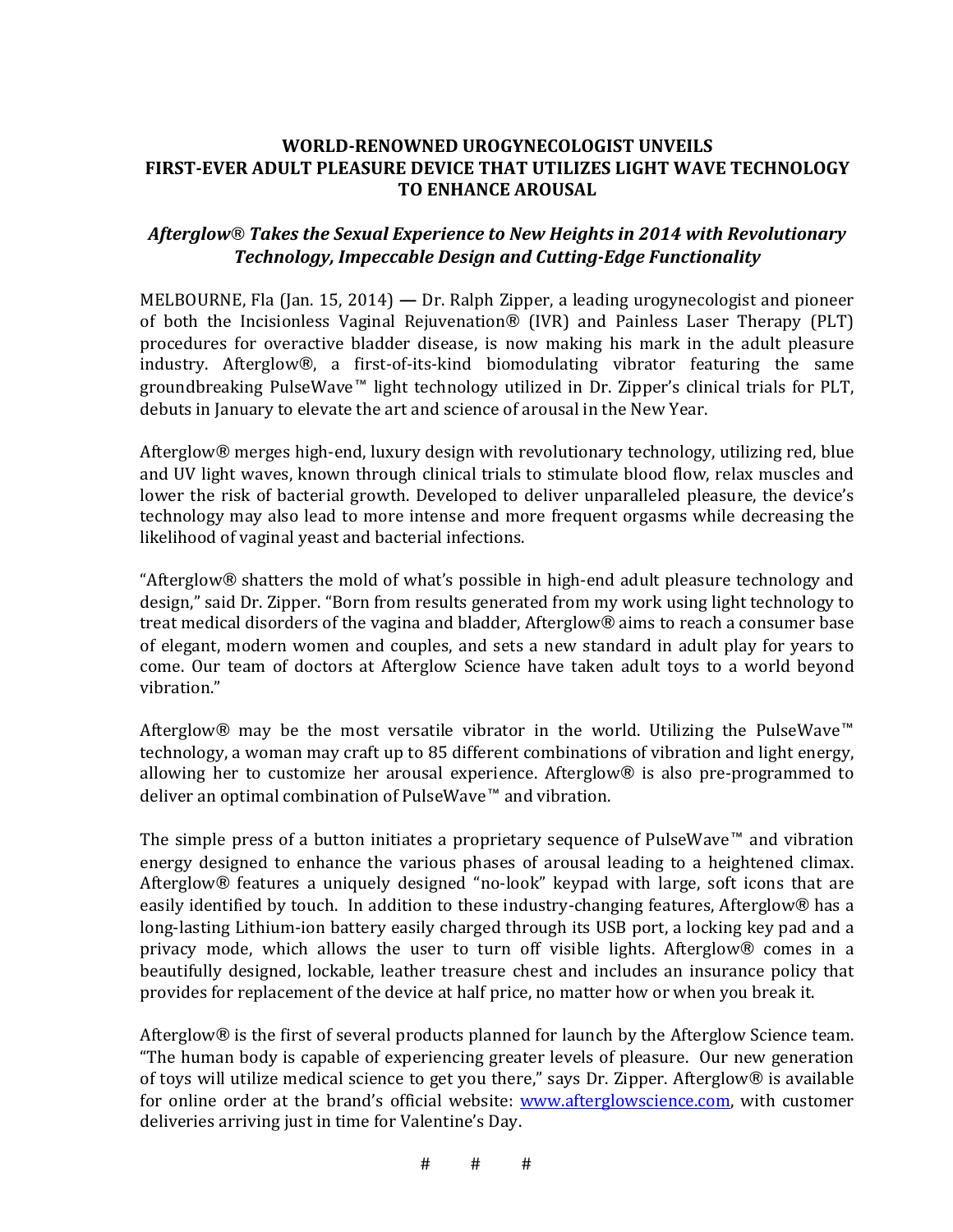# WORLD-RENOWNED UROGYNECOLOGIST UNVEILS FIRST-EVER ADULT PLEASURE DEVICE THAT UTILIZES LIGHT WAVE TECHNOLOGY TO ENHANCE AROUSAL

## *Afterglow® Takes the Sexual Experience to New Heights in 2014 with Revolutionary Technology, Impeccable Design and Cutting-Edge Functionality*

MELBOURNE, Fla (Jan. 15, 2014) — Dr. Ralph Zipper, a leading urogynecologist and pioneer of both the Incisionless Vaginal Rejuvenation® (IVR) and Painless Laser Therapy (PLT) procedures for overactive bladder disease, is now making his mark in the adult pleasure industry. Afterglow®, a first-of-its-kind biomodulating vibrator featuring the same groundbreaking PulseWave™ light technology utilized in Dr. Zipper's clinical trials for PLT, debuts in January to elevate the art and science of arousal in the New Year.

Afterglow® merges high-end, luxury design with revolutionary technology, utilizing red, blue and UV light waves, known through clinical trials to stimulate blood flow, relax muscles and lower the risk of bacterial growth. Developed to deliver unparalleled pleasure, the device's technology may also lead to more intense and more frequent orgasms while decreasing the likelihood of vaginal yeast and bacterial infections.

"Afterglow® shatters the mold of what's possible in high-end adult pleasure technology and design," said Dr. Zipper. "Born from results generated from my work using light technology to treat medical disorders of the vagina and bladder, Afterglow® aims to reach a consumer base of elegant, modern women and couples, and sets a new standard in adult play for years to come. Our team of doctors at Afterglow Science have taken adult toys to a world beyond vibration."

Afterglow® may be the most versatile vibrator in the world. Utilizing the PulseWave™ technology, a woman may craft up to 85 different combinations of vibration and light energy, allowing her to customize her arousal experience. Afterglow® is also pre-programmed to deliver an optimal combination of PulseWave™ and vibration.

The simple press of a button initiates a proprietary sequence of PulseWave™ and vibration energy designed to enhance the various phases of arousal leading to a heightened climax. Afterglow® features a uniquely designed "no-look" keypad with large, soft icons that are easily identified by touch. In addition to these industry-changing features, Afterglow® has a long-lasting Lithium-ion battery easily charged through its USB port, a locking key pad and a privacy mode, which allows the user to turn off visible lights. Afterglow® comes in a beautifully designed, lockable, leather treasure chest and includes an insurance policy that provides for replacement of the device at half price, no matter how or when you break it.

Afterglow® is the first of several products planned for launch by the Afterglow Science team. "The human body is capable of experiencing greater levels of pleasure. Our new generation of toys will utilize medical science to get you there," says Dr. Zipper. Afterglow® is available for online order at the brand's official website: [www.afterglowscience.com](http://www.afterglowscience.com), with customer deliveries arriving just in time for Valentine's Day.

# # #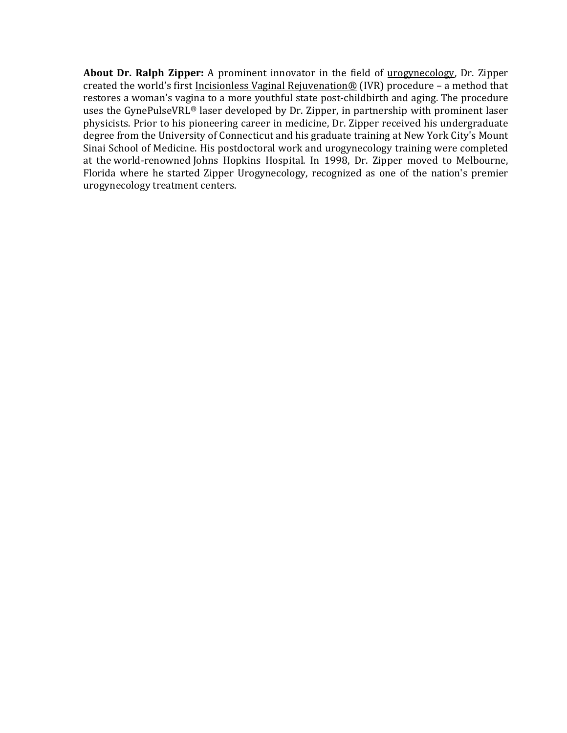**About Dr. Ralph Zipper:** A prominent innovator in the field of urogynecology, Dr. Zipper created the world's first Incisionless Vaginal Rejuvenation® (IVR) procedure – a method that restores a woman's vagina to a more youthful state post-childbirth and aging. The procedure uses the GynePulseVRL® laser developed by Dr. Zipper, in partnership with prominent laser physicists. Prior to his pioneering career in medicine, Dr. Zipper received his undergraduate degree from the University of Connecticut and his graduate training at New York City's Mount Sinai School of Medicine. His postdoctoral work and urogynecology training were completed at the world-renowned Johns Hopkins Hospital. In 1998, Dr. Zipper moved to Melbourne, Florida where he started Zipper Urogynecology, recognized as one of the nation's premier urogynecology treatment centers.